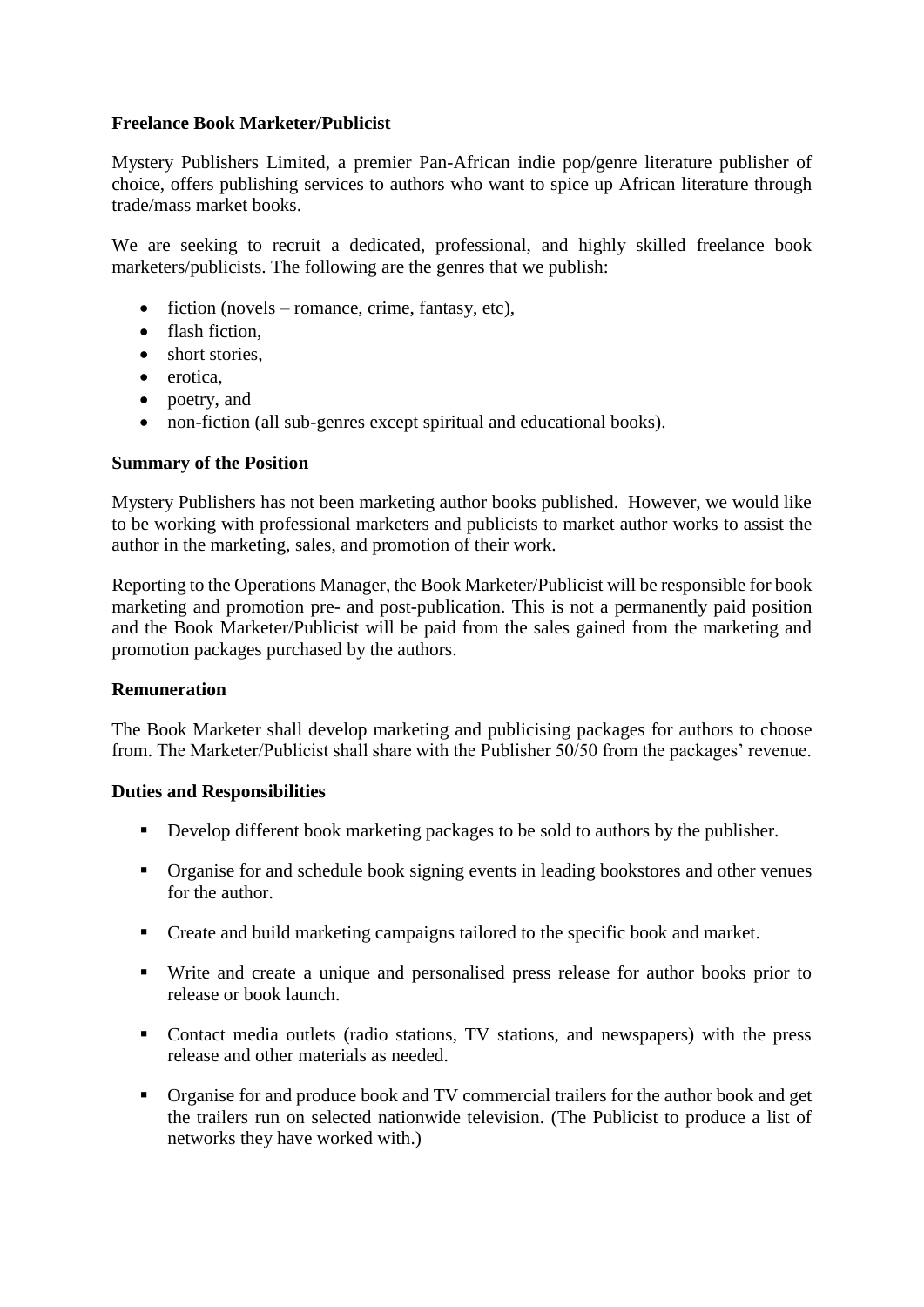**Freelance Book Marketer/Publicist**

Mystery Publishers Limited, a premier Pan-African indie pop/genre literature publisher of choice, offers publishing services to authors who want to spice up African literature through trade/mass market books.

We are seeking to recruit a dedicated, professional, and highly skilled freelance book marketers/publicists. The following are the genres that we publish:

- fiction (novels – romance, crime, fantasy, etc),
- flash fiction,
- short stories,
- erotica,
- poetry, and
- non-fiction (all sub-genres except spiritual and educational books).

**Summary of the Position**

Mystery Publishers has not been marketing author books published. However, we would like to be working with professional marketers and publicists to market author works to assist the author in the marketing, sales, and promotion of their work.

Reporting to the Operations Manager, the Book Marketer/Publicist will be responsible for book marketing and promotion pre- and post-publication. This is not a permanently paid position and the Book Marketer/Publicist will be paid from the sales gained from the marketing and promotion packages purchased by the authors.

**Remuneration**

The Book Marketer shall develop marketing and publicising packages for authors to choose from. The Marketer/Publicist shall share with the Publisher 50/50 from the packages' revenue.

**Duties and Responsibilities**

- Develop different book marketing packages to be sold to authors by the publisher.
- Organise for and schedule book signing events in leading bookstores and other venues for the author.
- Create and build marketing campaigns tailored to the specific book and market.
- Write and create a unique and personalised press release for author books prior to release or book launch.
- Contact media outlets (radio stations, TV stations, and newspapers) with the press release and other materials as needed.
- Organise for and produce book and TV commercial trailers for the author book and get the trailers run on selected nationwide television. (The Publicist to produce a list of networks they have worked with.)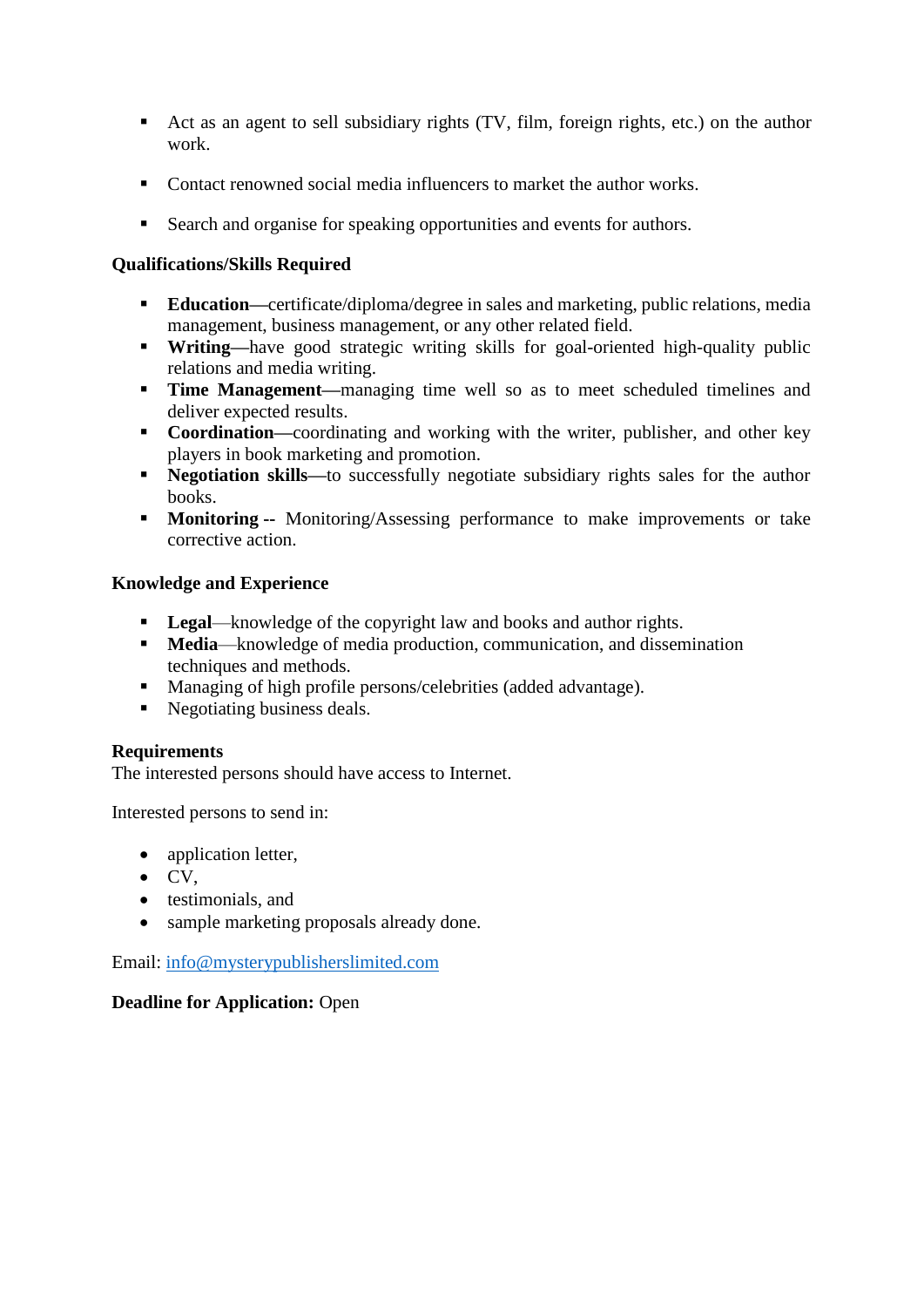- Act as an agent to sell subsidiary rights (TV, film, foreign rights, etc.) on the author work.

- Contact renowned social media influencers to market the author works.

- Search and organise for speaking opportunities and events for authors.

**Qualifications/Skills Required**

- **Education**—certificate/diploma/degree in sales and marketing, public relations, media management, business management, or any other related field.
- **Writing**—have good strategic writing skills for goal-oriented high-quality public relations and media writing.
- **Time Management**—managing time well so as to meet scheduled timelines and deliver expected results.
- **Coordination**—coordinating and working with the writer, publisher, and other key players in book marketing and promotion.
- **Negotiation skills**—to successfully negotiate subsidiary rights sales for the author books.
- **Monitoring --** Monitoring/Assessing performance to make improvements or take corrective action.

**Knowledge and Experience**

- **Legal**—knowledge of the copyright law and books and author rights.
- **Media**—knowledge of media production, communication, and dissemination techniques and methods.
- Managing of high profile persons/celebrities (added advantage).
- Negotiating business deals.

**Requirements**
The interested persons should have access to Internet.

Interested persons to send in:

- application letter,
- CV,
- testimonials, and
- sample marketing proposals already done.

Email: info@mysterypublisherslimited.com

**Deadline for Application:** Open